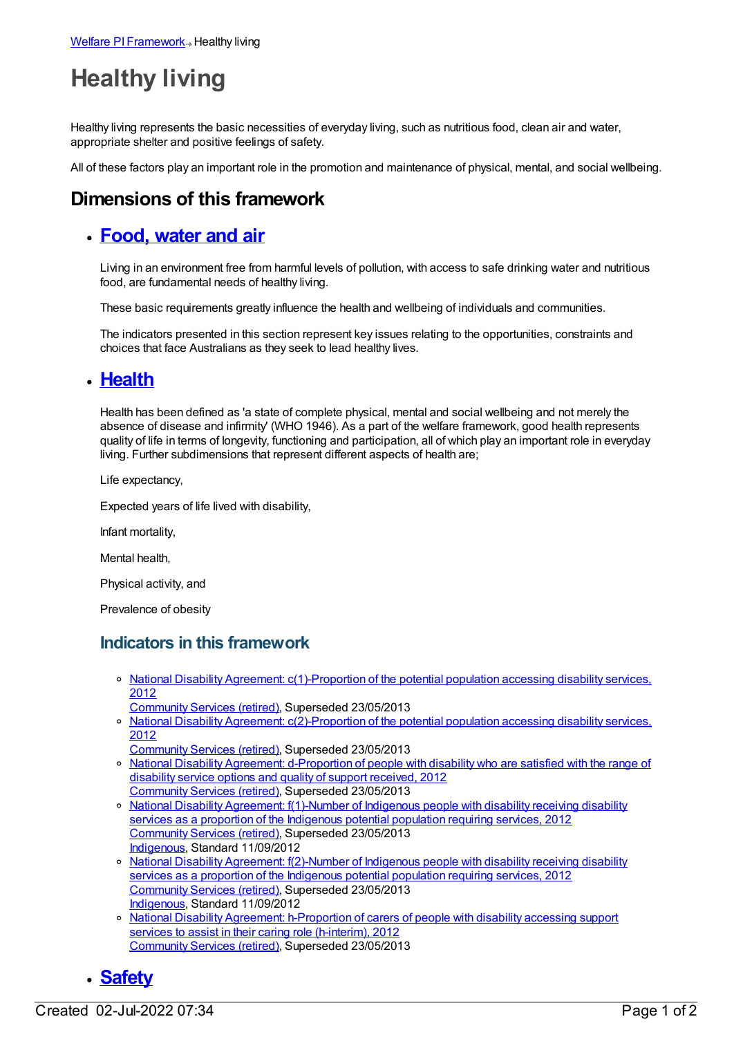Welfare PI Framework → Healthy living

# Healthy living

Healthy living represents the basic necessities of everyday living, such as nutritious food, clean air and water, appropriate shelter and positive feelings of safety.

All of these factors play an important role in the promotion and maintenance of physical, mental, and social wellbeing.

## Dimensions of this framework

- ### Food, water and air

  Living in an environment free from harmful levels of pollution, with access to safe drinking water and nutritious food, are fundamental needs of healthy living.

  These basic requirements greatly influence the health and wellbeing of individuals and communities.

  The indicators presented in this section represent key issues relating to the opportunities, constraints and choices that face Australians as they seek to lead healthy lives.

- ### Health

  Health has been defined as 'a state of complete physical, mental and social wellbeing and not merely the absence of disease and infirmity' (WHO 1946). As a part of the welfare framework, good health represents quality of life in terms of longevity, functioning and participation, all of which play an important role in everyday living. Further subdimensions that represent different aspects of health are;

  Life expectancy,

  Expected years of life lived with disability,

  Infant mortality,

  Mental health,

  Physical activity, and

  Prevalence of obesity

  #### Indicators in this framework

  - National Disability Agreement: c(1)-Proportion of the potential population accessing disability services, 2012
    Community Services (retired), Superseded 23/05/2013
  - National Disability Agreement: c(2)-Proportion of the potential population accessing disability services, 2012
    Community Services (retired), Superseded 23/05/2013
  - National Disability Agreement: d-Proportion of people with disability who are satisfied with the range of disability service options and quality of support received, 2012
    Community Services (retired), Superseded 23/05/2013
  - National Disability Agreement: f(1)-Number of Indigenous people with disability receiving disability services as a proportion of the Indigenous potential population requiring services, 2012
    Community Services (retired), Superseded 23/05/2013
    Indigenous, Standard 11/09/2012
  - National Disability Agreement: f(2)-Number of Indigenous people with disability receiving disability services as a proportion of the Indigenous potential population requiring services, 2012
    Community Services (retired), Superseded 23/05/2013
    Indigenous, Standard 11/09/2012
  - National Disability Agreement: h-Proportion of carers of people with disability accessing support services to assist in their caring role (h-interim), 2012
    Community Services (retired), Superseded 23/05/2013

- ### Safety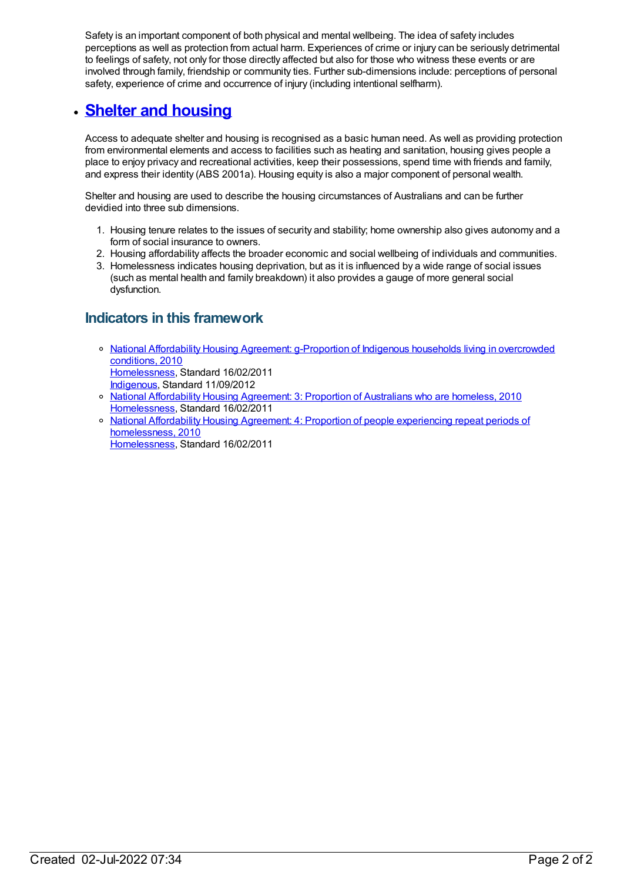Safety is an important component of both physical and mental wellbeing. The idea of safety includes perceptions as well as protection from actual harm. Experiences of crime or injury can be seriously detrimental to feelings of safety, not only for those directly affected but also for those who witness these events or are involved through family, friendship or community ties. Further sub-dimensions include: perceptions of personal safety, experience of crime and occurrence of injury (including intentional selfharm).

- ## Shelter and housing

  Access to adequate shelter and housing is recognised as a basic human need. As well as providing protection from environmental elements and access to facilities such as heating and sanitation, housing gives people a place to enjoy privacy and recreational activities, keep their possessions, spend time with friends and family, and express their identity (ABS 2001a). Housing equity is also a major component of personal wealth.

  Shelter and housing are used to describe the housing circumstances of Australians and can be further devidied into three sub dimensions.

  1. Housing tenure relates to the issues of security and stability; home ownership also gives autonomy and a form of social insurance to owners.
  2. Housing affordability affects the broader economic and social wellbeing of individuals and communities.
  3. Homelessness indicates housing deprivation, but as it is influenced by a wide range of social issues (such as mental health and family breakdown) it also provides a gauge of more general social dysfunction.

### Indicators in this framework

- National Affordability Housing Agreement: g-Proportion of Indigenous households living in overcrowded conditions, 2010
  Homelessness, Standard 16/02/2011
  Indigenous, Standard 11/09/2012
- National Affordability Housing Agreement: 3: Proportion of Australians who are homeless, 2010
  Homelessness, Standard 16/02/2011
- National Affordability Housing Agreement: 4: Proportion of people experiencing repeat periods of homelessness, 2010
  Homelessness, Standard 16/02/2011